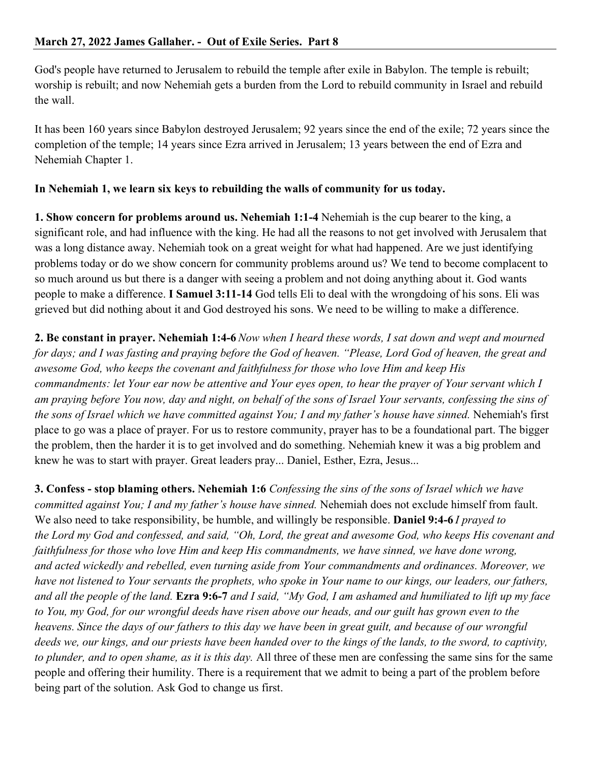**March 27, 2022 James Gallaher. - Out of Exile Series. Part 8**

God's people have returned to Jerusalem to rebuild the temple after exile in Babylon. The temple is rebuilt; worship is rebuilt; and now Nehemiah gets a burden from the Lord to rebuild community in Israel and rebuild the wall.

It has been 160 years since Babylon destroyed Jerusalem; 92 years since the end of the exile; 72 years since the completion of the temple; 14 years since Ezra arrived in Jerusalem; 13 years between the end of Ezra and Nehemiah Chapter 1.

**In Nehemiah 1, we learn six keys to rebuilding the walls of community for us today.**

**1. Show concern for problems around us. Nehemiah 1:1-4** Nehemiah is the cup bearer to the king, a significant role, and had influence with the king. He had all the reasons to not get involved with Jerusalem that was a long distance away. Nehemiah took on a great weight for what had happened. Are we just identifying problems today or do we show concern for community problems around us? We tend to become complacent to so much around us but there is a danger with seeing a problem and not doing anything about it. God wants people to make a difference. **I Samuel 3:11-14** God tells Eli to deal with the wrongdoing of his sons. Eli was grieved but did nothing about it and God destroyed his sons. We need to be willing to make a difference.

**2. Be constant in prayer. Nehemiah 1:4-6** *Now when I heard these words, I sat down and wept and mourned for days; and I was fasting and praying before the God of heaven. "Please, Lord God of heaven, the great and awesome God, who keeps the covenant and faithfulness for those who love Him and keep His commandments: let Your ear now be attentive and Your eyes open, to hear the prayer of Your servant which I am praying before You now, day and night, on behalf of the sons of Israel Your servants, confessing the sins of the sons of Israel which we have committed against You; I and my father's house have sinned.* Nehemiah's first place to go was a place of prayer. For us to restore community, prayer has to be a foundational part. The bigger the problem, then the harder it is to get involved and do something. Nehemiah knew it was a big problem and knew he was to start with prayer. Great leaders pray... Daniel, Esther, Ezra, Jesus...

**3. Confess - stop blaming others. Nehemiah 1:6** *Confessing the sins of the sons of Israel which we have committed against You; I and my father's house have sinned.* Nehemiah does not exclude himself from fault. We also need to take responsibility, be humble, and willingly be responsible. **Daniel 9:4-6** *I prayed to the Lord my God and confessed, and said, "Oh, Lord, the great and awesome God, who keeps His covenant and faithfulness for those who love Him and keep His commandments, we have sinned, we have done wrong, and acted wickedly and rebelled, even turning aside from Your commandments and ordinances. Moreover, we have not listened to Your servants the prophets, who spoke in Your name to our kings, our leaders, our fathers, and all the people of the land.* **Ezra 9:6-7** *and I said, "My God, I am ashamed and humiliated to lift up my face to You, my God, for our wrongful deeds have risen above our heads, and our guilt has grown even to the heavens. Since the days of our fathers to this day we have been in great guilt, and because of our wrongful deeds we, our kings, and our priests have been handed over to the kings of the lands, to the sword, to captivity, to plunder, and to open shame, as it is this day.* All three of these men are confessing the same sins for the same people and offering their humility. There is a requirement that we admit to being a part of the problem before being part of the solution. Ask God to change us first.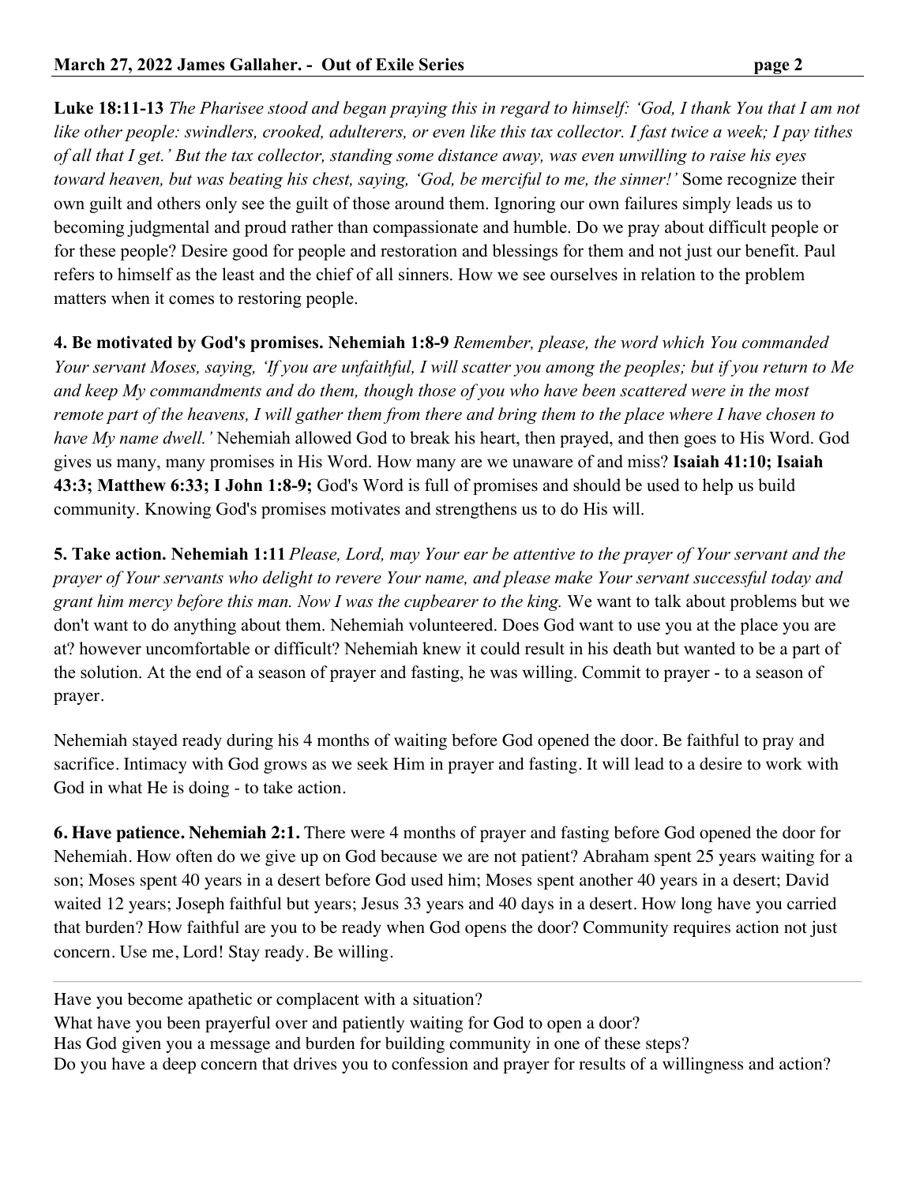**Luke 18:11-13** *The Pharisee stood and began praying this in regard to himself: 'God, I thank You that I am not like other people: swindlers, crooked, adulterers, or even like this tax collector. I fast twice a week; I pay tithes of all that I get.' But the tax collector, standing some distance away, was even unwilling to raise his eyes toward heaven, but was beating his chest, saying, 'God, be merciful to me, the sinner!'* Some recognize their own guilt and others only see the guilt of those around them. Ignoring our own failures simply leads us to becoming judgmental and proud rather than compassionate and humble. Do we pray about difficult people or for these people? Desire good for people and restoration and blessings for them and not just our benefit. Paul refers to himself as the least and the chief of all sinners. How we see ourselves in relation to the problem matters when it comes to restoring people.

**4. Be motivated by God's promises. Nehemiah 1:8-9** *Remember, please, the word which You commanded Your servant Moses, saying, 'If you are unfaithful, I will scatter you among the peoples; but if you return to Me and keep My commandments and do them, though those of you who have been scattered were in the most remote part of the heavens, I will gather them from there and bring them to the place where I have chosen to have My name dwell.'* Nehemiah allowed God to break his heart, then prayed, and then goes to His Word. God gives us many, many promises in His Word. How many are we unaware of and miss? **Isaiah 41:10; Isaiah 43:3; Matthew 6:33; I John 1:8-9;** God's Word is full of promises and should be used to help us build community. Knowing God's promises motivates and strengthens us to do His will.

**5. Take action. Nehemiah 1:11** *Please, Lord, may Your ear be attentive to the prayer of Your servant and the prayer of Your servants who delight to revere Your name, and please make Your servant successful today and grant him mercy before this man. Now I was the cupbearer to the king.* We want to talk about problems but we don't want to do anything about them. Nehemiah volunteered. Does God want to use you at the place you are at? however uncomfortable or difficult? Nehemiah knew it could result in his death but wanted to be a part of the solution. At the end of a season of prayer and fasting, he was willing. Commit to prayer - to a season of prayer.

Nehemiah stayed ready during his 4 months of waiting before God opened the door. Be faithful to pray and sacrifice. Intimacy with God grows as we seek Him in prayer and fasting. It will lead to a desire to work with God in what He is doing - to take action.

**6. Have patience. Nehemiah 2:1.** There were 4 months of prayer and fasting before God opened the door for Nehemiah. How often do we give up on God because we are not patient? Abraham spent 25 years waiting for a son; Moses spent 40 years in a desert before God used him; Moses spent another 40 years in a desert; David waited 12 years; Joseph faithful but years; Jesus 33 years and 40 days in a desert. How long have you carried that burden? How faithful are you to be ready when God opens the door? Community requires action not just concern. Use me, Lord! Stay ready. Be willing.

---

Have you become apathetic or complacent with a situation?
What have you been prayerful over and patiently waiting for God to open a door?
Has God given you a message and burden for building community in one of these steps?
Do you have a deep concern that drives you to confession and prayer for results of a willingness and action?